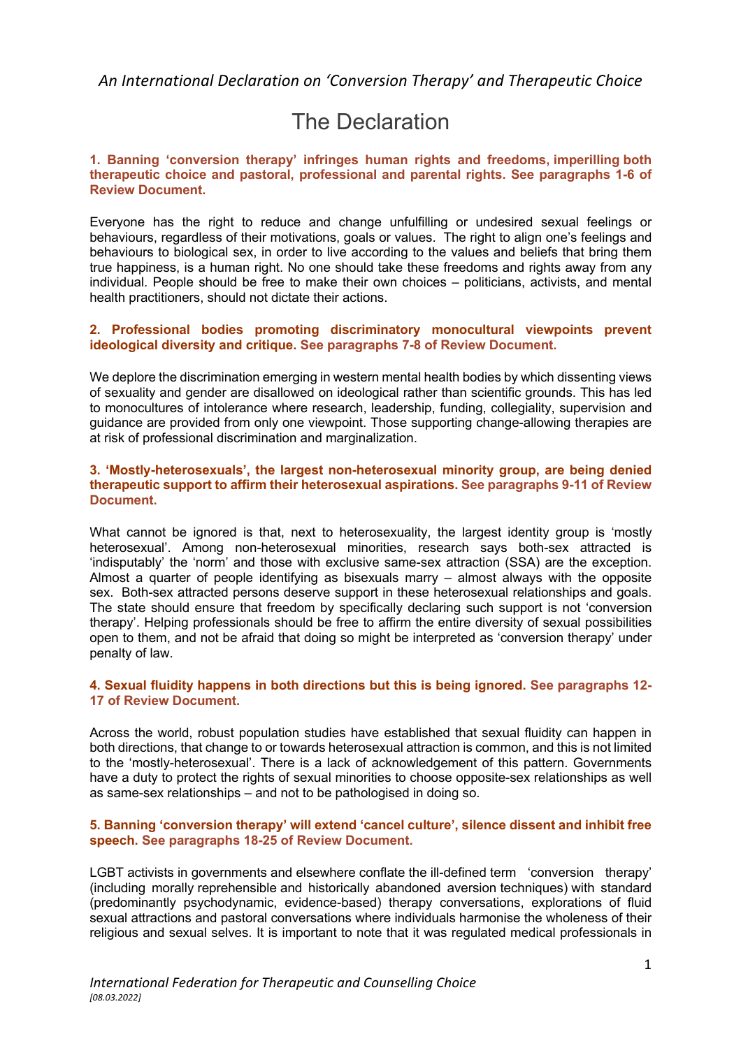*An International Declaration on 'Conversion Therapy' and Therapeutic Choice*

# The Declaration

**1. Banning 'conversion therapy' infringes human rights and freedoms, imperilling both therapeutic choice and pastoral, professional and parental rights. See paragraphs 1-6 of Review Document.**

Everyone has the right to reduce and change unfulfilling or undesired sexual feelings or behaviours, regardless of their motivations, goals or values. The right to align one's feelings and behaviours to biological sex, in order to live according to the values and beliefs that bring them true happiness, is a human right. No one should take these freedoms and rights away from any individual. People should be free to make their own choices – politicians, activists, and mental health practitioners, should not dictate their actions.

**2. Professional bodies promoting discriminatory monocultural viewpoints prevent ideological diversity and critique. See paragraphs 7-8 of Review Document.**

We deplore the discrimination emerging in western mental health bodies by which dissenting views of sexuality and gender are disallowed on ideological rather than scientific grounds. This has led to monocultures of intolerance where research, leadership, funding, collegiality, supervision and guidance are provided from only one viewpoint. Those supporting change-allowing therapies are at risk of professional discrimination and marginalization.

**3. 'Mostly-heterosexuals', the largest non-heterosexual minority group, are being denied therapeutic support to affirm their heterosexual aspirations. See paragraphs 9-11 of Review Document.**

What cannot be ignored is that, next to heterosexuality, the largest identity group is 'mostly heterosexual'. Among non-heterosexual minorities, research says both-sex attracted is 'indisputably' the 'norm' and those with exclusive same-sex attraction (SSA) are the exception. Almost a quarter of people identifying as bisexuals marry – almost always with the opposite sex. Both-sex attracted persons deserve support in these heterosexual relationships and goals. The state should ensure that freedom by specifically declaring such support is not 'conversion therapy'. Helping professionals should be free to affirm the entire diversity of sexual possibilities open to them, and not be afraid that doing so might be interpreted as 'conversion therapy' under penalty of law.

**4. Sexual fluidity happens in both directions but this is being ignored. See paragraphs 12-17 of Review Document.**

Across the world, robust population studies have established that sexual fluidity can happen in both directions, that change to or towards heterosexual attraction is common, and this is not limited to the 'mostly-heterosexual'. There is a lack of acknowledgement of this pattern. Governments have a duty to protect the rights of sexual minorities to choose opposite-sex relationships as well as same-sex relationships – and not to be pathologised in doing so.

**5. Banning 'conversion therapy' will extend 'cancel culture', silence dissent and inhibit free speech. See paragraphs 18-25 of Review Document.**

LGBT activists in governments and elsewhere conflate the ill-defined term 'conversion therapy' (including morally reprehensible and historically abandoned aversion techniques) with standard (predominantly psychodynamic, evidence-based) therapy conversations, explorations of fluid sexual attractions and pastoral conversations where individuals harmonise the wholeness of their religious and sexual selves. It is important to note that it was regulated medical professionals in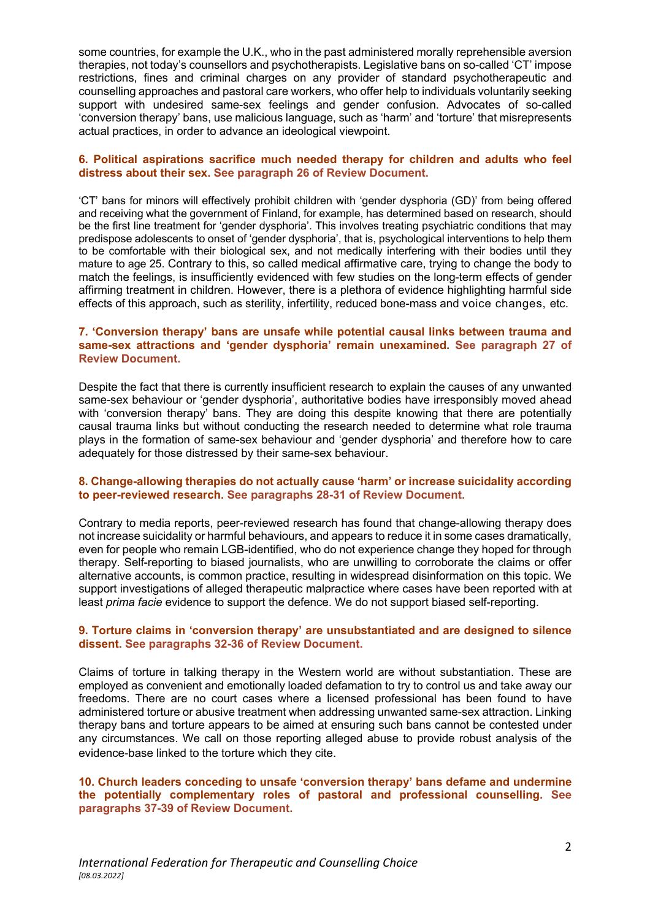some countries, for example the U.K., who in the past administered morally reprehensible aversion therapies, not today's counsellors and psychotherapists. Legislative bans on so-called 'CT' impose restrictions, fines and criminal charges on any provider of standard psychotherapeutic and counselling approaches and pastoral care workers, who offer help to individuals voluntarily seeking support with undesired same-sex feelings and gender confusion. Advocates of so-called 'conversion therapy' bans, use malicious language, such as 'harm' and 'torture' that misrepresents actual practices, in order to advance an ideological viewpoint.

**6. Political aspirations sacrifice much needed therapy for children and adults who feel distress about their sex. See paragraph 26 of Review Document.**

'CT' bans for minors will effectively prohibit children with 'gender dysphoria (GD)' from being offered and receiving what the government of Finland, for example, has determined based on research, should be the first line treatment for 'gender dysphoria'. This involves treating psychiatric conditions that may predispose adolescents to onset of 'gender dysphoria', that is, psychological interventions to help them to be comfortable with their biological sex, and not medically interfering with their bodies until they mature to age 25. Contrary to this, so called medical affirmative care, trying to change the body to match the feelings, is insufficiently evidenced with few studies on the long-term effects of gender affirming treatment in children. However, there is a plethora of evidence highlighting harmful side effects of this approach, such as sterility, infertility, reduced bone-mass and voice changes, etc.

**7. 'Conversion therapy' bans are unsafe while potential causal links between trauma and same-sex attractions and 'gender dysphoria' remain unexamined. See paragraph 27 of Review Document.**

Despite the fact that there is currently insufficient research to explain the causes of any unwanted same-sex behaviour or 'gender dysphoria', authoritative bodies have irresponsibly moved ahead with 'conversion therapy' bans. They are doing this despite knowing that there are potentially causal trauma links but without conducting the research needed to determine what role trauma plays in the formation of same-sex behaviour and 'gender dysphoria' and therefore how to care adequately for those distressed by their same-sex behaviour.

**8. Change-allowing therapies do not actually cause 'harm' or increase suicidality according to peer-reviewed research. See paragraphs 28-31 of Review Document.**

Contrary to media reports, peer-reviewed research has found that change-allowing therapy does not increase suicidality or harmful behaviours, and appears to reduce it in some cases dramatically, even for people who remain LGB-identified, who do not experience change they hoped for through therapy. Self-reporting to biased journalists, who are unwilling to corroborate the claims or offer alternative accounts, is common practice, resulting in widespread disinformation on this topic. We support investigations of alleged therapeutic malpractice where cases have been reported with at least *prima facie* evidence to support the defence. We do not support biased self-reporting.

**9. Torture claims in 'conversion therapy' are unsubstantiated and are designed to silence dissent. See paragraphs 32-36 of Review Document.**

Claims of torture in talking therapy in the Western world are without substantiation. These are employed as convenient and emotionally loaded defamation to try to control us and take away our freedoms. There are no court cases where a licensed professional has been found to have administered torture or abusive treatment when addressing unwanted same-sex attraction. Linking therapy bans and torture appears to be aimed at ensuring such bans cannot be contested under any circumstances. We call on those reporting alleged abuse to provide robust analysis of the evidence-base linked to the torture which they cite.

**10. Church leaders conceding to unsafe 'conversion therapy' bans defame and undermine the potentially complementary roles of pastoral and professional counselling. See paragraphs 37-39 of Review Document.**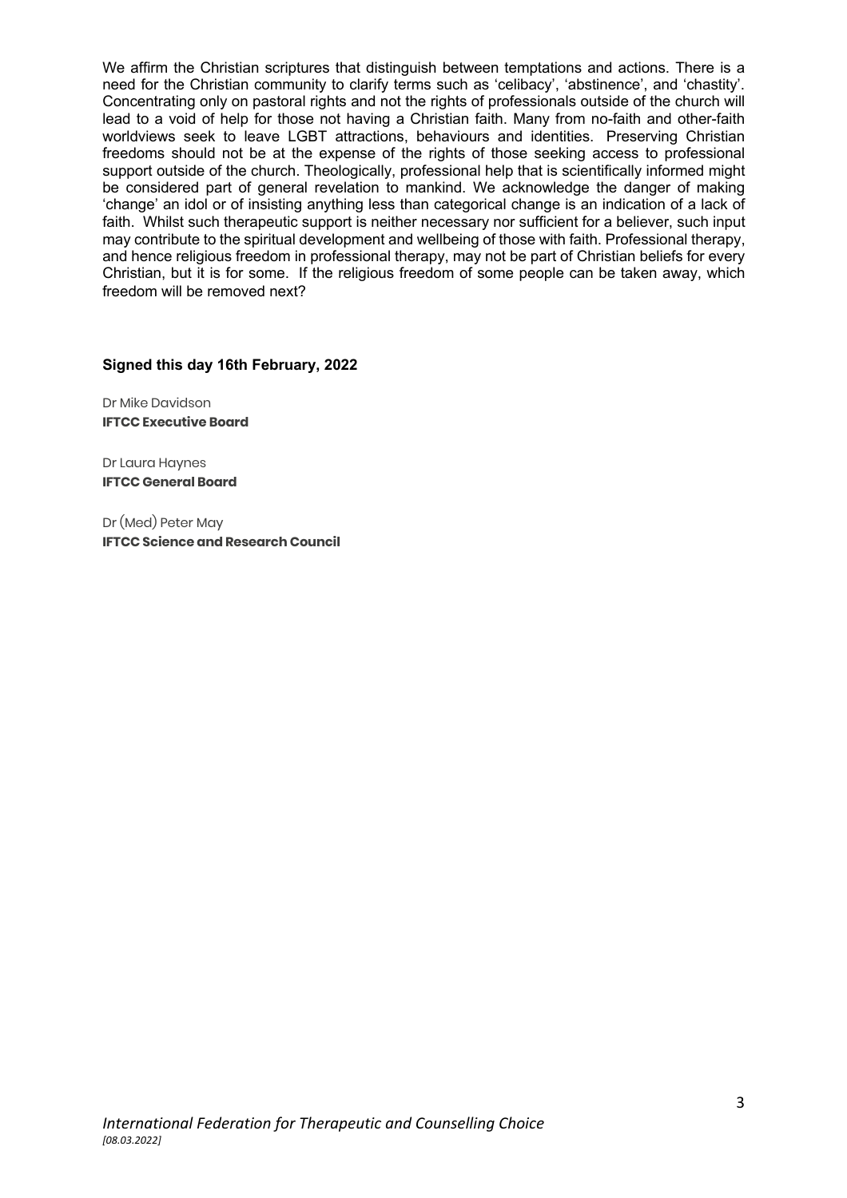We affirm the Christian scriptures that distinguish between temptations and actions. There is a need for the Christian community to clarify terms such as 'celibacy', 'abstinence', and 'chastity'. Concentrating only on pastoral rights and not the rights of professionals outside of the church will lead to a void of help for those not having a Christian faith. Many from no-faith and other-faith worldviews seek to leave LGBT attractions, behaviours and identities. Preserving Christian freedoms should not be at the expense of the rights of those seeking access to professional support outside of the church. Theologically, professional help that is scientifically informed might be considered part of general revelation to mankind. We acknowledge the danger of making 'change' an idol or of insisting anything less than categorical change is an indication of a lack of faith. Whilst such therapeutic support is neither necessary nor sufficient for a believer, such input may contribute to the spiritual development and wellbeing of those with faith. Professional therapy, and hence religious freedom in professional therapy, may not be part of Christian beliefs for every Christian, but it is for some. If the religious freedom of some people can be taken away, which freedom will be removed next?

**Signed this day 16th February, 2022**

Dr Mike Davidson
**IFTCC Executive Board**

Dr Laura Haynes
**IFTCC General Board**

Dr (Med) Peter May
**IFTCC Science and Research Council**